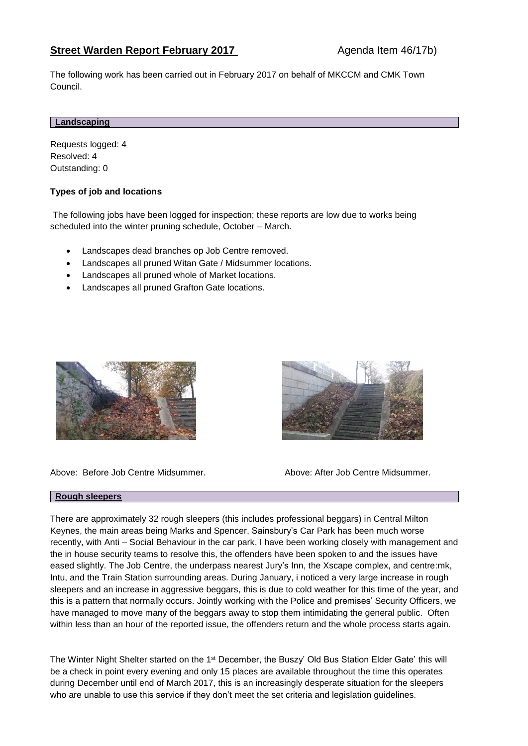# **Street Warden Report February 2017** Agenda Item 46/17b)

The following work has been carried out in February 2017 on behalf of MKCCM and CMK Town Council.

## **Landscaping**

Requests logged: 4
Resolved: 4
Outstanding: 0

### **Types of job and locations**

The following jobs have been logged for inspection; these reports are low due to works being scheduled into the winter pruning schedule, October – March.

- Landscapes dead branches op Job Centre removed.
- Landscapes all pruned Witan Gate / Midsummer locations.
- Landscapes all pruned whole of Market locations.
- Landscapes all pruned Grafton Gate locations.

Above: Before Job Centre Midsummer. Above: After Job Centre Midsummer.

## **Rough sleepers**

There are approximately 32 rough sleepers (this includes professional beggars) in Central Milton Keynes, the main areas being Marks and Spencer, Sainsbury's Car Park has been much worse recently, with Anti – Social Behaviour in the car park, I have been working closely with management and the in house security teams to resolve this, the offenders have been spoken to and the issues have eased slightly. The Job Centre, the underpass nearest Jury's Inn, the Xscape complex, and centre:mk, Intu, and the Train Station surrounding areas. During January, i noticed a very large increase in rough sleepers and an increase in aggressive beggars, this is due to cold weather for this time of the year, and this is a pattern that normally occurs. Jointly working with the Police and premises' Security Officers, we have managed to move many of the beggars away to stop them intimidating the general public. Often within less than an hour of the reported issue, the offenders return and the whole process starts again.

The Winter Night Shelter started on the 1st December, the Buszy' Old Bus Station Elder Gate' this will be a check in point every evening and only 15 places are available throughout the time this operates during December until end of March 2017, this is an increasingly desperate situation for the sleepers who are unable to use this service if they don't meet the set criteria and legislation guidelines.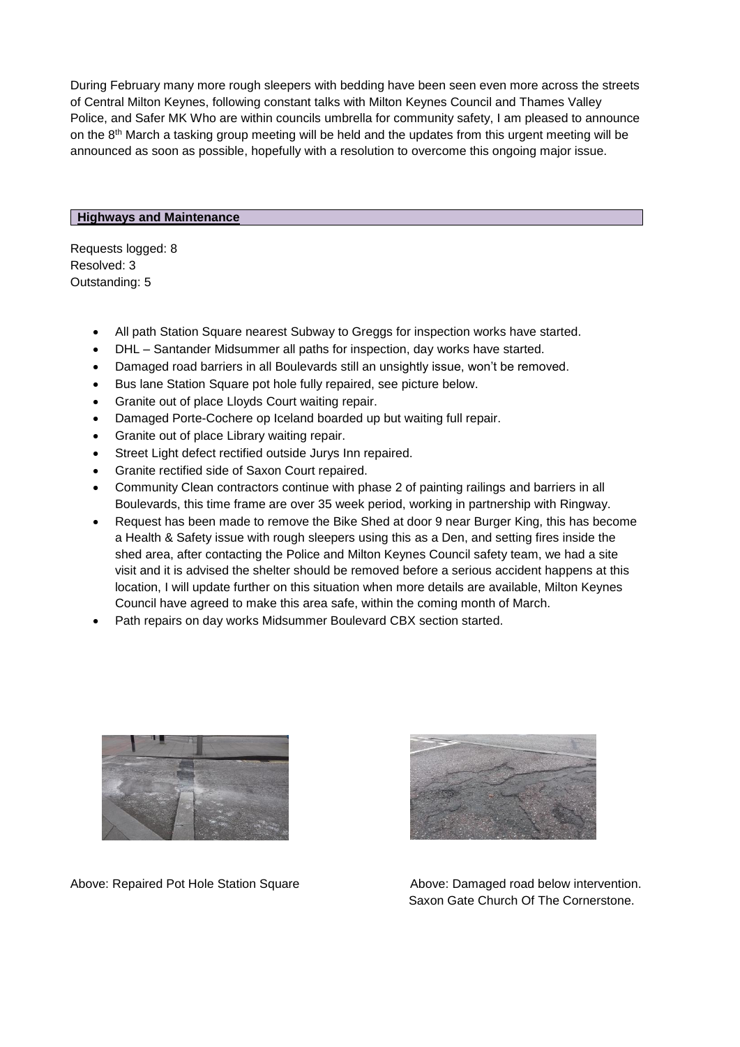During February many more rough sleepers with bedding have been seen even more across the streets of Central Milton Keynes, following constant talks with Milton Keynes Council and Thames Valley Police, and Safer MK Who are within councils umbrella for community safety, I am pleased to announce on the 8th March a tasking group meeting will be held and the updates from this urgent meeting will be announced as soon as possible, hopefully with a resolution to overcome this ongoing major issue.

## Highways and Maintenance

Requests logged: 8
Resolved: 3
Outstanding: 5

- All path Station Square nearest Subway to Greggs for inspection works have started.
- DHL – Santander Midsummer all paths for inspection, day works have started.
- Damaged road barriers in all Boulevards still an unsightly issue, won't be removed.
- Bus lane Station Square pot hole fully repaired, see picture below.
- Granite out of place Lloyds Court waiting repair.
- Damaged Porte-Cochere op Iceland boarded up but waiting full repair.
- Granite out of place Library waiting repair.
- Street Light defect rectified outside Jurys Inn repaired.
- Granite rectified side of Saxon Court repaired.
- Community Clean contractors continue with phase 2 of painting railings and barriers in all Boulevards, this time frame are over 35 week period, working in partnership with Ringway.
- Request has been made to remove the Bike Shed at door 9 near Burger King, this has become a Health & Safety issue with rough sleepers using this as a Den, and setting fires inside the shed area, after contacting the Police and Milton Keynes Council safety team, we had a site visit and it is advised the shelter should be removed before a serious accident happens at this location, I will update further on this situation when more details are available, Milton Keynes Council have agreed to make this area safe, within the coming month of March.
- Path repairs on day works Midsummer Boulevard CBX section started.

Above: Repaired Pot Hole Station Square

Above: Damaged road below intervention. Saxon Gate Church Of The Cornerstone.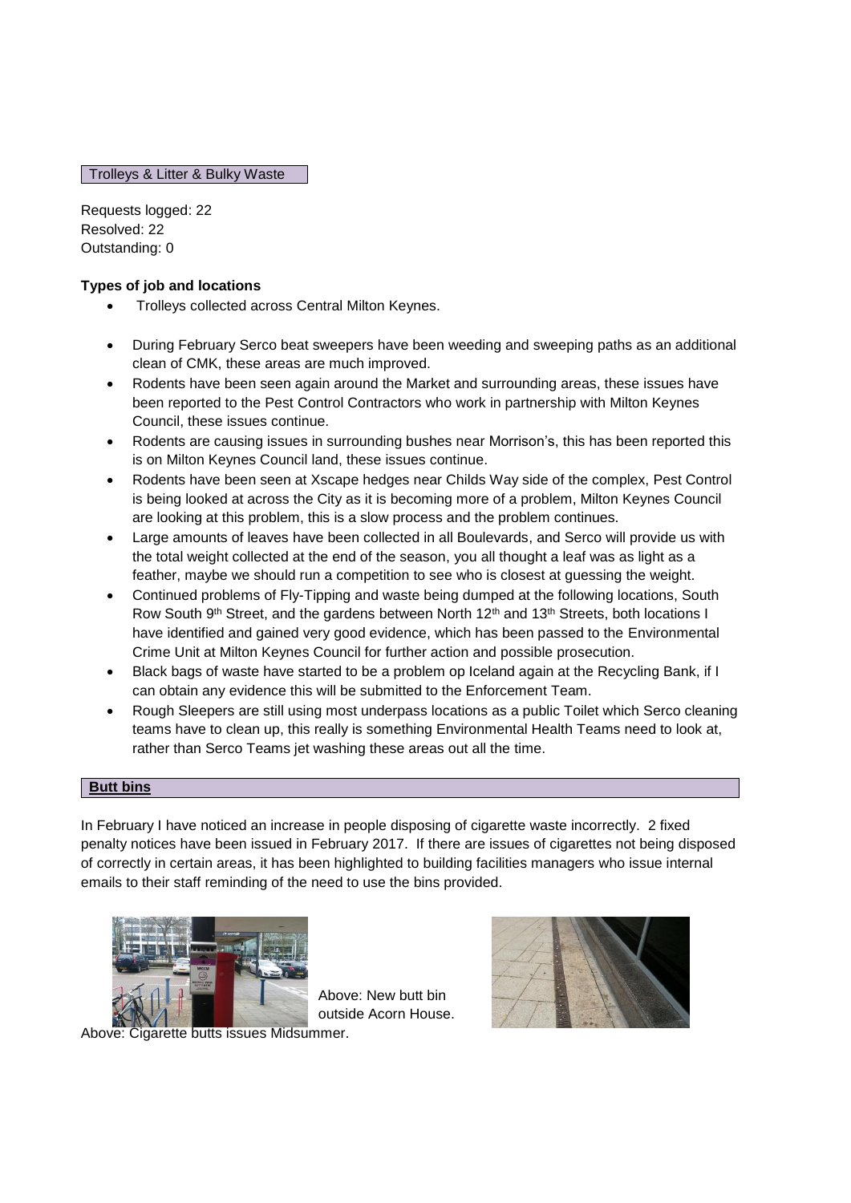## Trolleys & Litter & Bulky Waste

Requests logged: 22
Resolved: 22
Outstanding: 0

**Types of job and locations**

- Trolleys collected across Central Milton Keynes.
- During February Serco beat sweepers have been weeding and sweeping paths as an additional clean of CMK, these areas are much improved.
- Rodents have been seen again around the Market and surrounding areas, these issues have been reported to the Pest Control Contractors who work in partnership with Milton Keynes Council, these issues continue.
- Rodents are causing issues in surrounding bushes near Morrison's, this has been reported this is on Milton Keynes Council land, these issues continue.
- Rodents have been seen at Xscape hedges near Childs Way side of the complex, Pest Control is being looked at across the City as it is becoming more of a problem, Milton Keynes Council are looking at this problem, this is a slow process and the problem continues.
- Large amounts of leaves have been collected in all Boulevards, and Serco will provide us with the total weight collected at the end of the season, you all thought a leaf was as light as a feather, maybe we should run a competition to see who is closest at guessing the weight.
- Continued problems of Fly-Tipping and waste being dumped at the following locations, South Row South 9th Street, and the gardens between North 12th and 13th Streets, both locations I have identified and gained very good evidence, which has been passed to the Environmental Crime Unit at Milton Keynes Council for further action and possible prosecution.
- Black bags of waste have started to be a problem op Iceland again at the Recycling Bank, if I can obtain any evidence this will be submitted to the Enforcement Team.
- Rough Sleepers are still using most underpass locations as a public Toilet which Serco cleaning teams have to clean up, this really is something Environmental Health Teams need to look at, rather than Serco Teams jet washing these areas out all the time.

## Butt bins

In February I have noticed an increase in people disposing of cigarette waste incorrectly. 2 fixed penalty notices have been issued in February 2017. If there are issues of cigarettes not being disposed of correctly in certain areas, it has been highlighted to building facilities managers who issue internal emails to their staff reminding of the need to use the bins provided.

Above: New butt bin outside Acorn House.

Above: Cigarette butts issues Midsummer.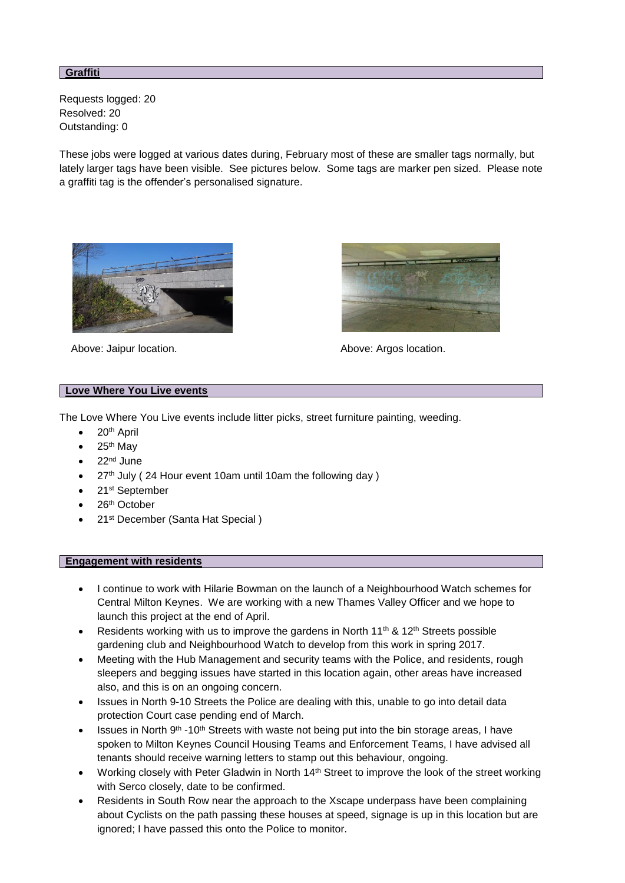## Graffiti

Requests logged: 20
Resolved: 20
Outstanding: 0

These jobs were logged at various dates during, February most of these are smaller tags normally, but lately larger tags have been visible. See pictures below. Some tags are marker pen sized. Please note a graffiti tag is the offender's personalised signature.

Above: Jaipur location.

Above: Argos location.

## Love Where You Live events

The Love Where You Live events include litter picks, street furniture painting, weeding.

- 20th April
- 25th May
- 22nd June
- 27th July ( 24 Hour event 10am until 10am the following day )
- 21st September
- 26th October
- 21st December (Santa Hat Special )

## Engagement with residents

- I continue to work with Hilarie Bowman on the launch of a Neighbourhood Watch schemes for Central Milton Keynes. We are working with a new Thames Valley Officer and we hope to launch this project at the end of April.
- Residents working with us to improve the gardens in North 11th & 12th Streets possible gardening club and Neighbourhood Watch to develop from this work in spring 2017.
- Meeting with the Hub Management and security teams with the Police, and residents, rough sleepers and begging issues have started in this location again, other areas have increased also, and this is on an ongoing concern.
- Issues in North 9-10 Streets the Police are dealing with this, unable to go into detail data protection Court case pending end of March.
- Issues in North 9th -10th Streets with waste not being put into the bin storage areas, I have spoken to Milton Keynes Council Housing Teams and Enforcement Teams, I have advised all tenants should receive warning letters to stamp out this behaviour, ongoing.
- Working closely with Peter Gladwin in North 14th Street to improve the look of the street working with Serco closely, date to be confirmed.
- Residents in South Row near the approach to the Xscape underpass have been complaining about Cyclists on the path passing these houses at speed, signage is up in this location but are ignored; I have passed this onto the Police to monitor.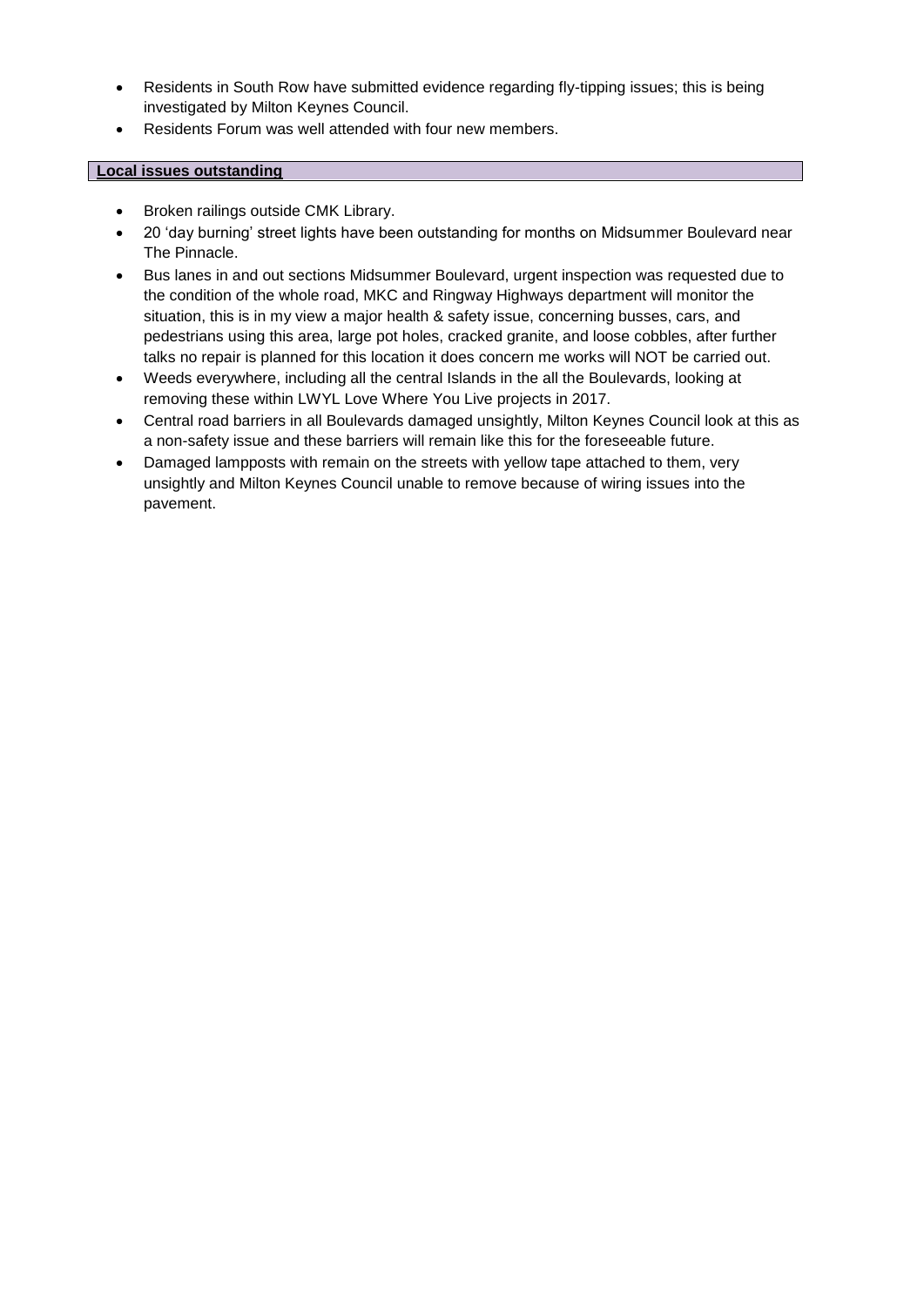- Residents in South Row have submitted evidence regarding fly-tipping issues; this is being investigated by Milton Keynes Council.
- Residents Forum was well attended with four new members.

**Local issues outstanding**

- Broken railings outside CMK Library.
- 20 'day burning' street lights have been outstanding for months on Midsummer Boulevard near The Pinnacle.
- Bus lanes in and out sections Midsummer Boulevard, urgent inspection was requested due to the condition of the whole road, MKC and Ringway Highways department will monitor the situation, this is in my view a major health & safety issue, concerning busses, cars, and pedestrians using this area, large pot holes, cracked granite, and loose cobbles, after further talks no repair is planned for this location it does concern me works will NOT be carried out.
- Weeds everywhere, including all the central Islands in the all the Boulevards, looking at removing these within LWYL Love Where You Live projects in 2017.
- Central road barriers in all Boulevards damaged unsightly, Milton Keynes Council look at this as a non-safety issue and these barriers will remain like this for the foreseeable future.
- Damaged lampposts with remain on the streets with yellow tape attached to them, very unsightly and Milton Keynes Council unable to remove because of wiring issues into the pavement.